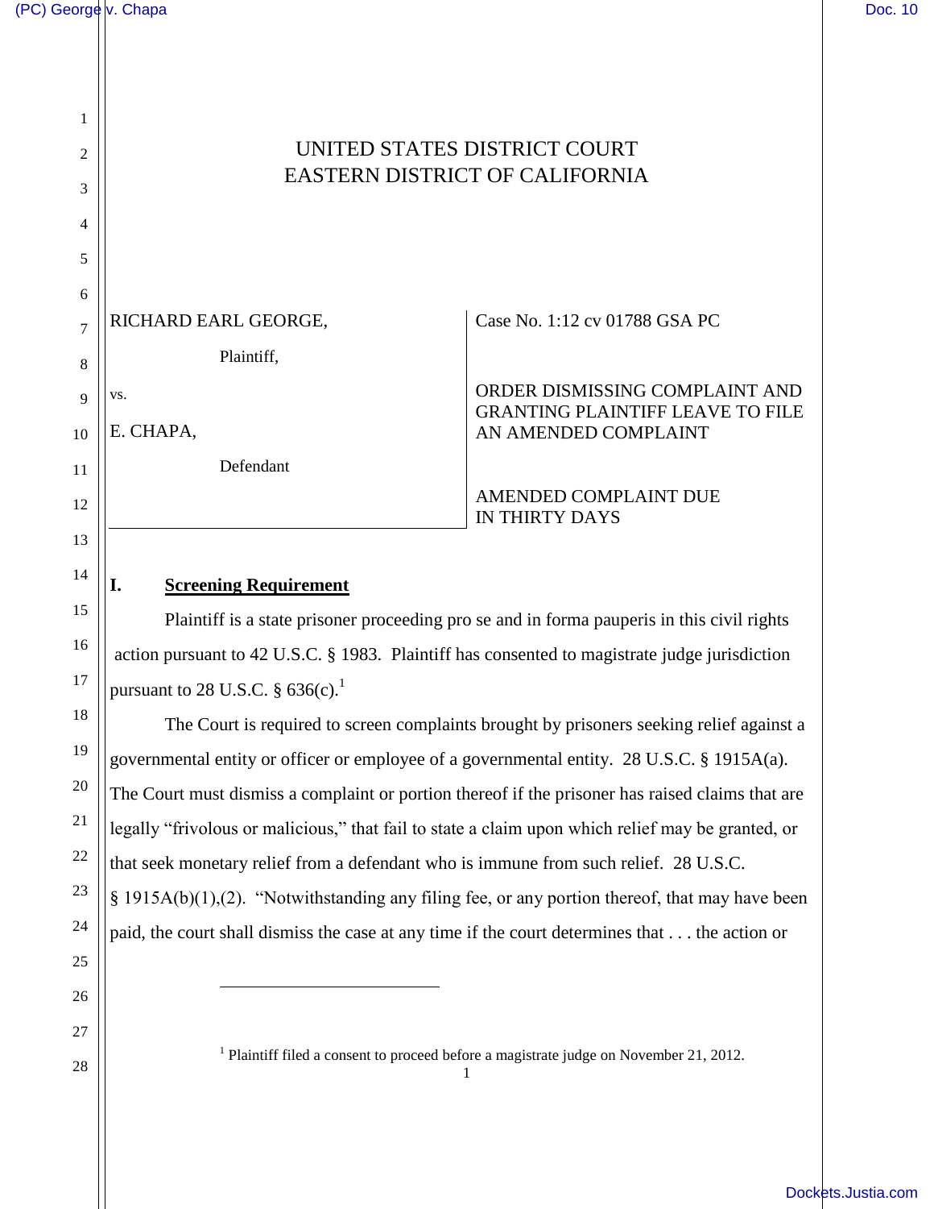# UNITED STATES DISTRICT COURT
# EASTERN DISTRICT OF CALIFORNIA

| | |
|---|---|
| RICHARD EARL GEORGE,<br><br>Plaintiff,<br><br>vs.<br><br>E. CHAPA,<br><br>Defendant | Case No. 1:12 cv 01788 GSA PC<br><br>ORDER DISMISSING COMPLAINT AND GRANTING PLAINTIFF LEAVE TO FILE AN AMENDED COMPLAINT<br><br>AMENDED COMPLAINT DUE IN THIRTY DAYS |

## I. Screening Requirement

Plaintiff is a state prisoner proceeding pro se and in forma pauperis in this civil rights action pursuant to 42 U.S.C. § 1983. Plaintiff has consented to magistrate judge jurisdiction pursuant to 28 U.S.C. § 636(c).[1]

The Court is required to screen complaints brought by prisoners seeking relief against a governmental entity or officer or employee of a governmental entity. 28 U.S.C. § 1915A(a). The Court must dismiss a complaint or portion thereof if the prisoner has raised claims that are legally "frivolous or malicious," that fail to state a claim upon which relief may be granted, or that seek monetary relief from a defendant who is immune from such relief. 28 U.S.C. § 1915A(b)(1),(2). "Notwithstanding any filing fee, or any portion thereof, that may have been paid, the court shall dismiss the case at any time if the court determines that . . . the action or

---

[1] Plaintiff filed a consent to proceed before a magistrate judge on November 21, 2012.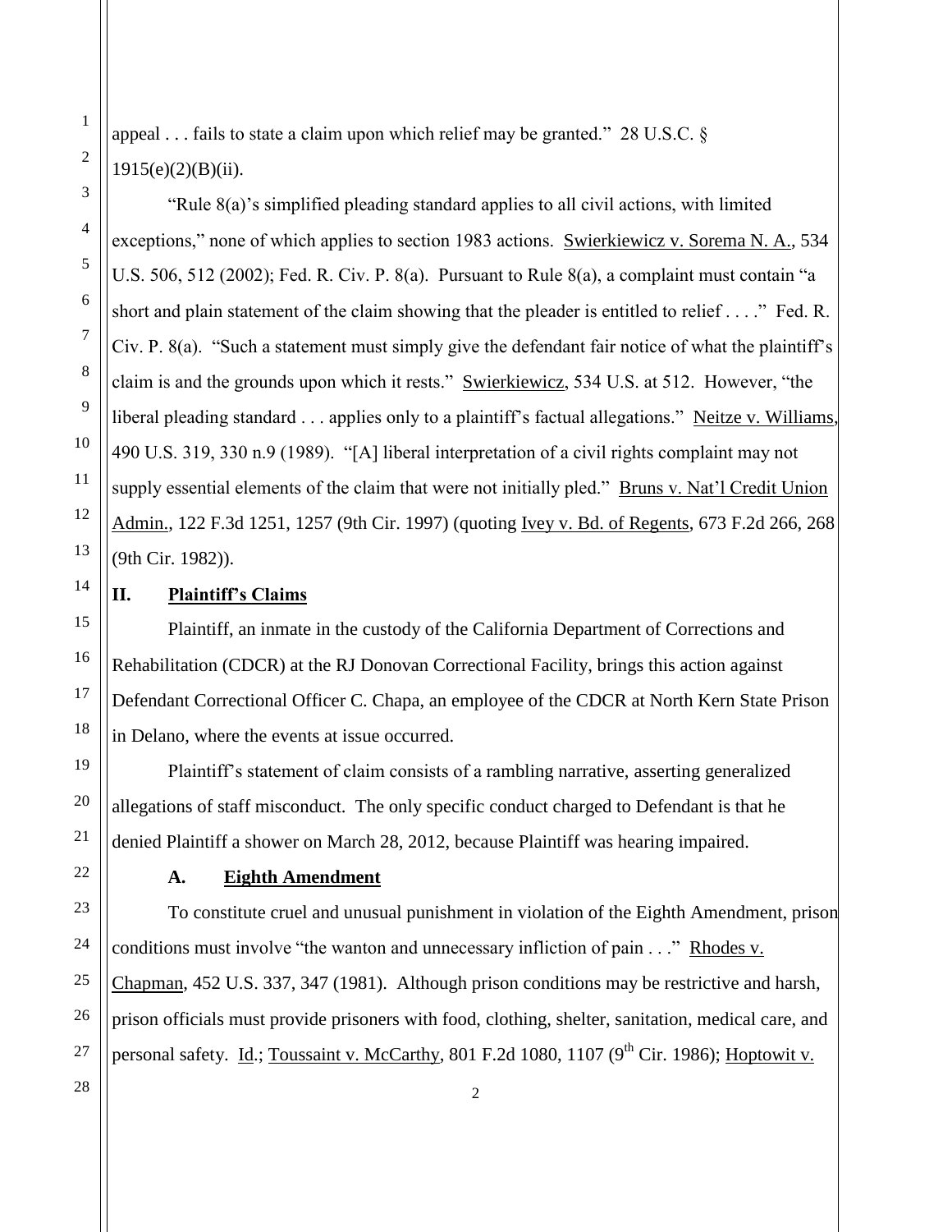appeal . . . fails to state a claim upon which relief may be granted." 28 U.S.C. § 1915(e)(2)(B)(ii).

"Rule 8(a)'s simplified pleading standard applies to all civil actions, with limited exceptions," none of which applies to section 1983 actions. Swierkiewicz v. Sorema N. A., 534 U.S. 506, 512 (2002); Fed. R. Civ. P. 8(a). Pursuant to Rule 8(a), a complaint must contain "a short and plain statement of the claim showing that the pleader is entitled to relief . . . ." Fed. R. Civ. P. 8(a). "Such a statement must simply give the defendant fair notice of what the plaintiff's claim is and the grounds upon which it rests." Swierkiewicz, 534 U.S. at 512. However, "the liberal pleading standard . . . applies only to a plaintiff's factual allegations." Neitze v. Williams, 490 U.S. 319, 330 n.9 (1989). "[A] liberal interpretation of a civil rights complaint may not supply essential elements of the claim that were not initially pled." Bruns v. Nat'l Credit Union Admin., 122 F.3d 1251, 1257 (9th Cir. 1997) (quoting Ivey v. Bd. of Regents, 673 F.2d 266, 268 (9th Cir. 1982)).

## II. Plaintiff's Claims

Plaintiff, an inmate in the custody of the California Department of Corrections and Rehabilitation (CDCR) at the RJ Donovan Correctional Facility, brings this action against Defendant Correctional Officer C. Chapa, an employee of the CDCR at North Kern State Prison in Delano, where the events at issue occurred.

Plaintiff's statement of claim consists of a rambling narrative, asserting generalized allegations of staff misconduct. The only specific conduct charged to Defendant is that he denied Plaintiff a shower on March 28, 2012, because Plaintiff was hearing impaired.

### A. Eighth Amendment

To constitute cruel and unusual punishment in violation of the Eighth Amendment, prison conditions must involve "the wanton and unnecessary infliction of pain . . ." Rhodes v. Chapman, 452 U.S. 337, 347 (1981). Although prison conditions may be restrictive and harsh, prison officials must provide prisoners with food, clothing, shelter, sanitation, medical care, and personal safety. Id.; Toussaint v. McCarthy, 801 F.2d 1080, 1107 (9th Cir. 1986); Hoptowit v.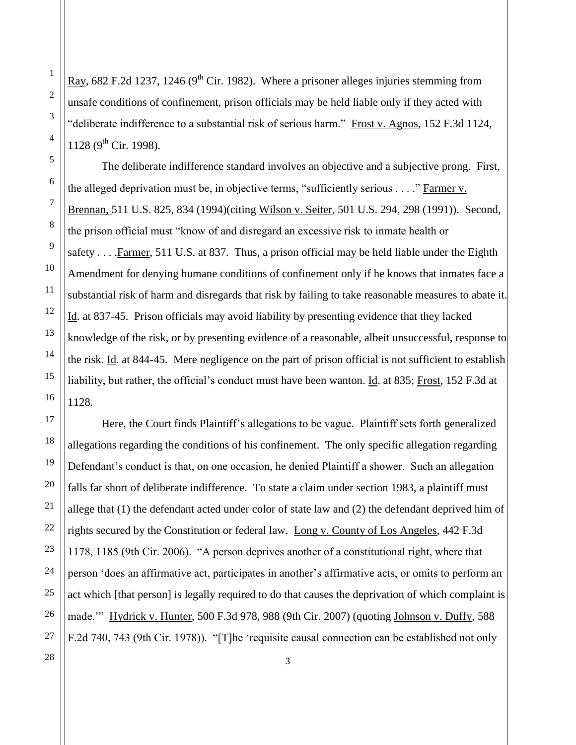Ray, 682 F.2d 1237, 1246 (9th Cir. 1982). Where a prisoner alleges injuries stemming from unsafe conditions of confinement, prison officials may be held liable only if they acted with "deliberate indifference to a substantial risk of serious harm." Frost v. Agnos, 152 F.3d 1124, 1128 (9th Cir. 1998).

The deliberate indifference standard involves an objective and a subjective prong. First, the alleged deprivation must be, in objective terms, "sufficiently serious . . . ." Farmer v. Brennan, 511 U.S. 825, 834 (1994)(citing Wilson v. Seiter, 501 U.S. 294, 298 (1991)). Second, the prison official must "know of and disregard an excessive risk to inmate health or safety . . . .Farmer, 511 U.S. at 837. Thus, a prison official may be held liable under the Eighth Amendment for denying humane conditions of confinement only if he knows that inmates face a substantial risk of harm and disregards that risk by failing to take reasonable measures to abate it. Id. at 837-45. Prison officials may avoid liability by presenting evidence that they lacked knowledge of the risk, or by presenting evidence of a reasonable, albeit unsuccessful, response to the risk. Id. at 844-45. Mere negligence on the part of prison official is not sufficient to establish liability, but rather, the official's conduct must have been wanton. Id. at 835; Frost, 152 F.3d at 1128.

Here, the Court finds Plaintiff's allegations to be vague. Plaintiff sets forth generalized allegations regarding the conditions of his confinement. The only specific allegation regarding Defendant's conduct is that, on one occasion, he denied Plaintiff a shower. Such an allegation falls far short of deliberate indifference. To state a claim under section 1983, a plaintiff must allege that (1) the defendant acted under color of state law and (2) the defendant deprived him of rights secured by the Constitution or federal law. Long v. County of Los Angeles, 442 F.3d 1178, 1185 (9th Cir. 2006). "A person deprives another of a constitutional right, where that person 'does an affirmative act, participates in another's affirmative acts, or omits to perform an act which [that person] is legally required to do that causes the deprivation of which complaint is made.'" Hydrick v. Hunter, 500 F.3d 978, 988 (9th Cir. 2007) (quoting Johnson v. Duffy, 588 F.2d 740, 743 (9th Cir. 1978)). "[T]he 'requisite causal connection can be established not only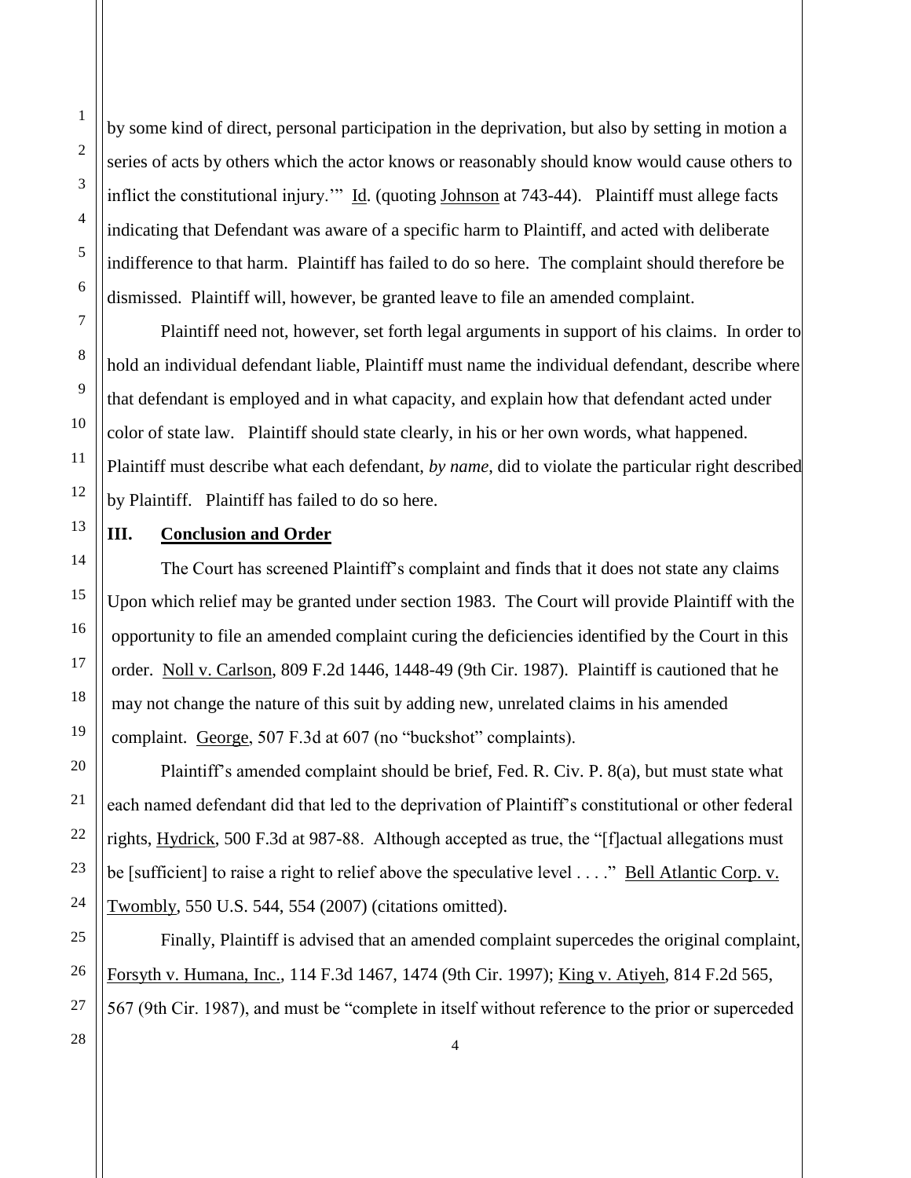by some kind of direct, personal participation in the deprivation, but also by setting in motion a series of acts by others which the actor knows or reasonably should know would cause others to inflict the constitutional injury.'" Id. (quoting Johnson at 743-44). Plaintiff must allege facts indicating that Defendant was aware of a specific harm to Plaintiff, and acted with deliberate indifference to that harm. Plaintiff has failed to do so here. The complaint should therefore be dismissed. Plaintiff will, however, be granted leave to file an amended complaint.

Plaintiff need not, however, set forth legal arguments in support of his claims. In order to hold an individual defendant liable, Plaintiff must name the individual defendant, describe where that defendant is employed and in what capacity, and explain how that defendant acted under color of state law. Plaintiff should state clearly, in his or her own words, what happened. Plaintiff must describe what each defendant, *by name*, did to violate the particular right described by Plaintiff. Plaintiff has failed to do so here.

## III. Conclusion and Order

The Court has screened Plaintiff's complaint and finds that it does not state any claims Upon which relief may be granted under section 1983. The Court will provide Plaintiff with the opportunity to file an amended complaint curing the deficiencies identified by the Court in this order. Noll v. Carlson, 809 F.2d 1446, 1448-49 (9th Cir. 1987). Plaintiff is cautioned that he may not change the nature of this suit by adding new, unrelated claims in his amended complaint. George, 507 F.3d at 607 (no "buckshot" complaints).

Plaintiff's amended complaint should be brief, Fed. R. Civ. P. 8(a), but must state what each named defendant did that led to the deprivation of Plaintiff's constitutional or other federal rights, Hydrick, 500 F.3d at 987-88. Although accepted as true, the "[f]actual allegations must be [sufficient] to raise a right to relief above the speculative level . . . ." Bell Atlantic Corp. v. Twombly, 550 U.S. 544, 554 (2007) (citations omitted).

Finally, Plaintiff is advised that an amended complaint supercedes the original complaint, Forsyth v. Humana, Inc., 114 F.3d 1467, 1474 (9th Cir. 1997); King v. Atiyeh, 814 F.2d 565, 567 (9th Cir. 1987), and must be "complete in itself without reference to the prior or superceded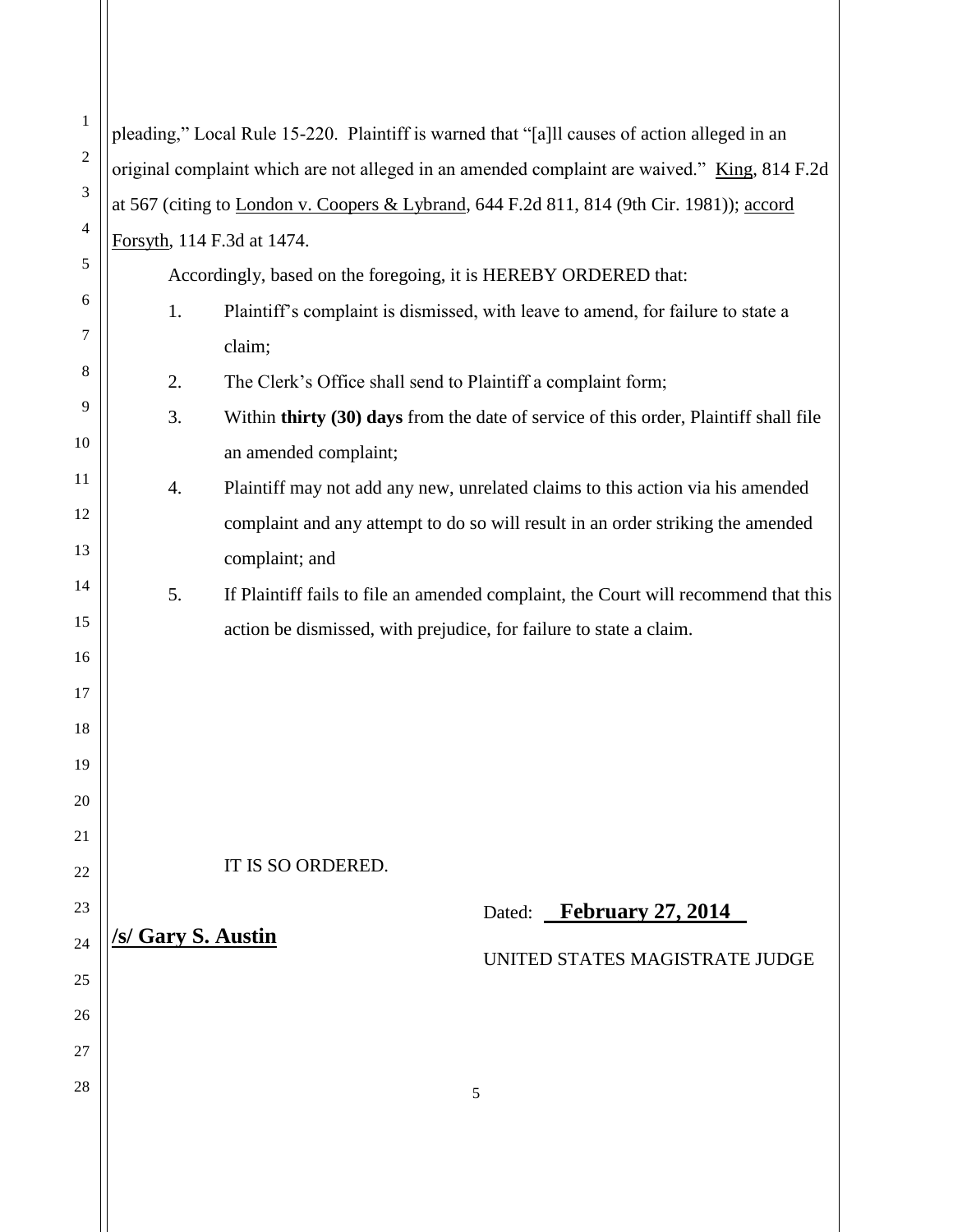pleading," Local Rule 15-220. Plaintiff is warned that "[a]ll causes of action alleged in an original complaint which are not alleged in an amended complaint are waived." King, 814 F.2d at 567 (citing to London v. Coopers & Lybrand, 644 F.2d 811, 814 (9th Cir. 1981)); accord Forsyth, 114 F.3d at 1474.

Accordingly, based on the foregoing, it is HEREBY ORDERED that:

1. Plaintiff's complaint is dismissed, with leave to amend, for failure to state a claim;
2. The Clerk's Office shall send to Plaintiff a complaint form;
3. Within **thirty (30) days** from the date of service of this order, Plaintiff shall file an amended complaint;
4. Plaintiff may not add any new, unrelated claims to this action via his amended complaint and any attempt to do so will result in an order striking the amended complaint; and
5. If Plaintiff fails to file an amended complaint, the Court will recommend that this action be dismissed, with prejudice, for failure to state a claim.

IT IS SO ORDERED.

Dated: **February 27, 2014**

**/s/ Gary S. Austin**

UNITED STATES MAGISTRATE JUDGE